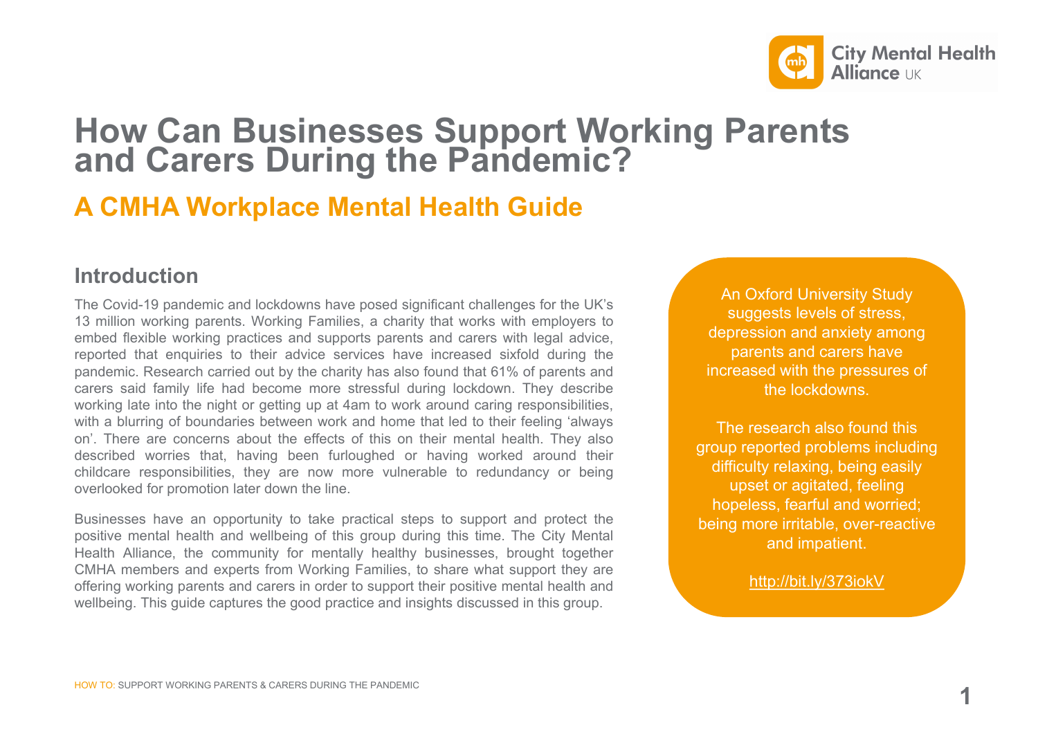# How Can Businesses Support Working Parents and Carers During the Pandemic?

## A CMHA Workplace Mental Health Guide

### Introduction

The Covid-19 pandemic and lockdowns have posed significant challenges for the UK's 13 million working parents. Working Families, a charity that works with employers to embed flexible working practices and supports parents and carers with legal advice, reported that enquiries to their advice services have increased sixfold during the pandemic. Research carried out by the charity has also found that 61% of parents and carers said family life had become more stressful during lockdown. They describe working late into the night or getting up at 4am to work around caring responsibilities, with a blurring of boundaries between work and home that led to their feeling 'always on'. There are concerns about the effects of this on their mental health. They also described worries that, having been furloughed or having worked around their childcare responsibilities, they are now more vulnerable to redundancy or being overlooked for promotion later down the line.

Businesses have an opportunity to take practical steps to support and protect the positive mental health and wellbeing of this group during this time. The City Mental Health Alliance, the community for mentally healthy businesses, brought together CMHA members and experts from Working Families, to share what support they are offering working parents and carers in order to support their positive mental health and wellbeing. This guide captures the good practice and insights discussed in this group.

An Oxford University Study suggests levels of stress, depression and anxiety among parents and carers have increased with the pressures of the lockdowns.

The research also found this group reported problems including difficulty relaxing, being easily upset or agitated, feeling hopeless, fearful and worried; being more irritable, over-reactive and impatient.

http://bit.ly/373iokV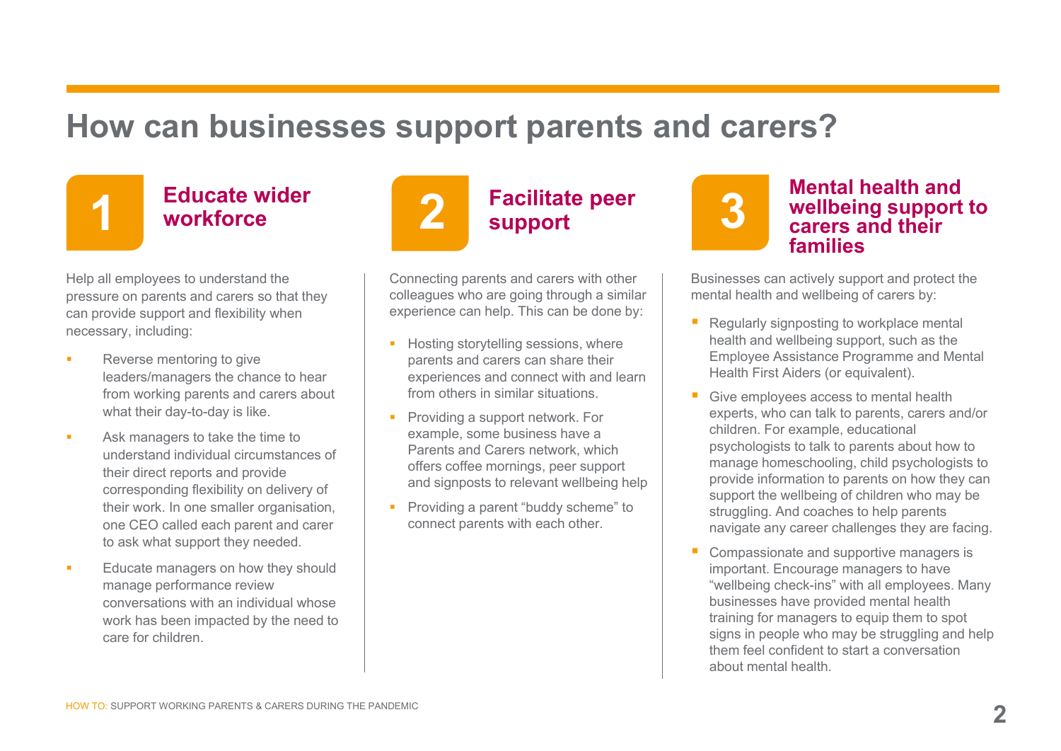# How can businesses support parents and carers?

## 1 Educate wider workforce

Help all employees to understand the pressure on parents and carers so that they can provide support and flexibility when necessary, including:

- Reverse mentoring to give leaders/managers the chance to hear from working parents and carers about what their day-to-day is like.
- Ask managers to take the time to understand individual circumstances of their direct reports and provide corresponding flexibility on delivery of their work. In one smaller organisation, one CEO called each parent and carer to ask what support they needed.
- Educate managers on how they should manage performance review conversations with an individual whose work has been impacted by the need to care for children.

## 2 Facilitate peer support

Connecting parents and carers with other colleagues who are going through a similar experience can help. This can be done by:

- Hosting storytelling sessions, where parents and carers can share their experiences and connect with and learn from others in similar situations.
- Providing a support network. For example, some business have a Parents and Carers network, which offers coffee mornings, peer support and signposts to relevant wellbeing help
- Providing a parent "buddy scheme" to connect parents with each other.

## 3 Mental health and wellbeing support to carers and their families

Businesses can actively support and protect the mental health and wellbeing of carers by:

- Regularly signposting to workplace mental health and wellbeing support, such as the Employee Assistance Programme and Mental Health First Aiders (or equivalent).
- Give employees access to mental health experts, who can talk to parents, carers and/or children. For example, educational psychologists to talk to parents about how to manage homeschooling, child psychologists to provide information to parents on how they can support the wellbeing of children who may be struggling. And coaches to help parents navigate any career challenges they are facing.
- Compassionate and supportive managers is important. Encourage managers to have "wellbeing check-ins" with all employees. Many businesses have provided mental health training for managers to equip them to spot signs in people who may be struggling and help them feel confident to start a conversation about mental health.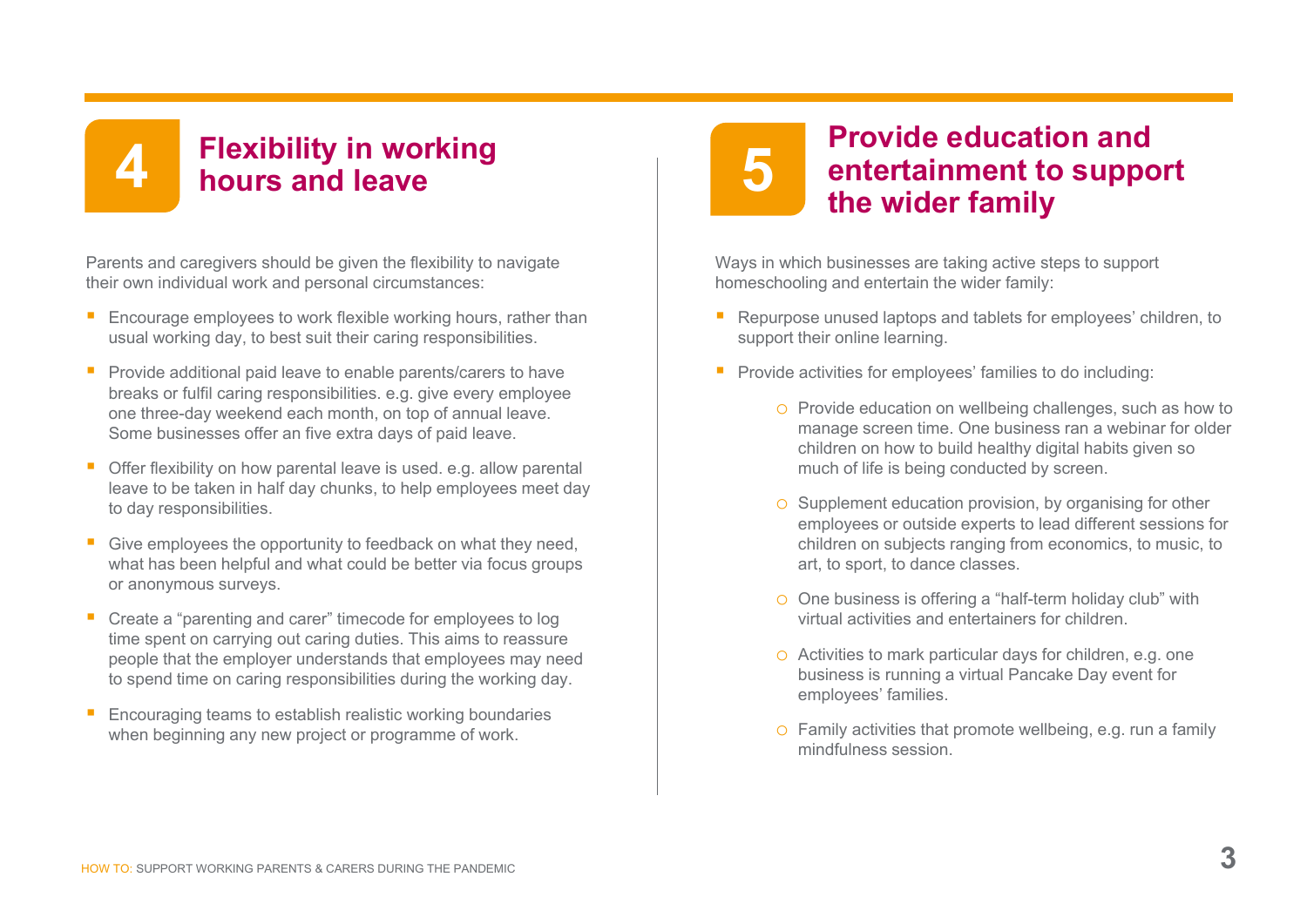## 4 Flexibility in working hours and leave

Parents and caregivers should be given the flexibility to navigate their own individual work and personal circumstances:

- Encourage employees to work flexible working hours, rather than usual working day, to best suit their caring responsibilities.
- Provide additional paid leave to enable parents/carers to have breaks or fulfil caring responsibilities. e.g. give every employee one three-day weekend each month, on top of annual leave. Some businesses offer an five extra days of paid leave.
- Offer flexibility on how parental leave is used. e.g. allow parental leave to be taken in half day chunks, to help employees meet day to day responsibilities.
- Give employees the opportunity to feedback on what they need, what has been helpful and what could be better via focus groups or anonymous surveys.
- Create a "parenting and carer" timecode for employees to log time spent on carrying out caring duties. This aims to reassure people that the employer understands that employees may need to spend time on caring responsibilities during the working day.
- Encouraging teams to establish realistic working boundaries when beginning any new project or programme of work.

## 5 Provide education and entertainment to support the wider family

Ways in which businesses are taking active steps to support homeschooling and entertain the wider family:

- Repurpose unused laptops and tablets for employees' children, to support their online learning.
- Provide activities for employees' families to do including:
  - Provide education on wellbeing challenges, such as how to manage screen time. One business ran a webinar for older children on how to build healthy digital habits given so much of life is being conducted by screen.
  - Supplement education provision, by organising for other employees or outside experts to lead different sessions for children on subjects ranging from economics, to music, to art, to sport, to dance classes.
  - One business is offering a "half-term holiday club" with virtual activities and entertainers for children.
  - Activities to mark particular days for children, e.g. one business is running a virtual Pancake Day event for employees' families.
  - Family activities that promote wellbeing, e.g. run a family mindfulness session.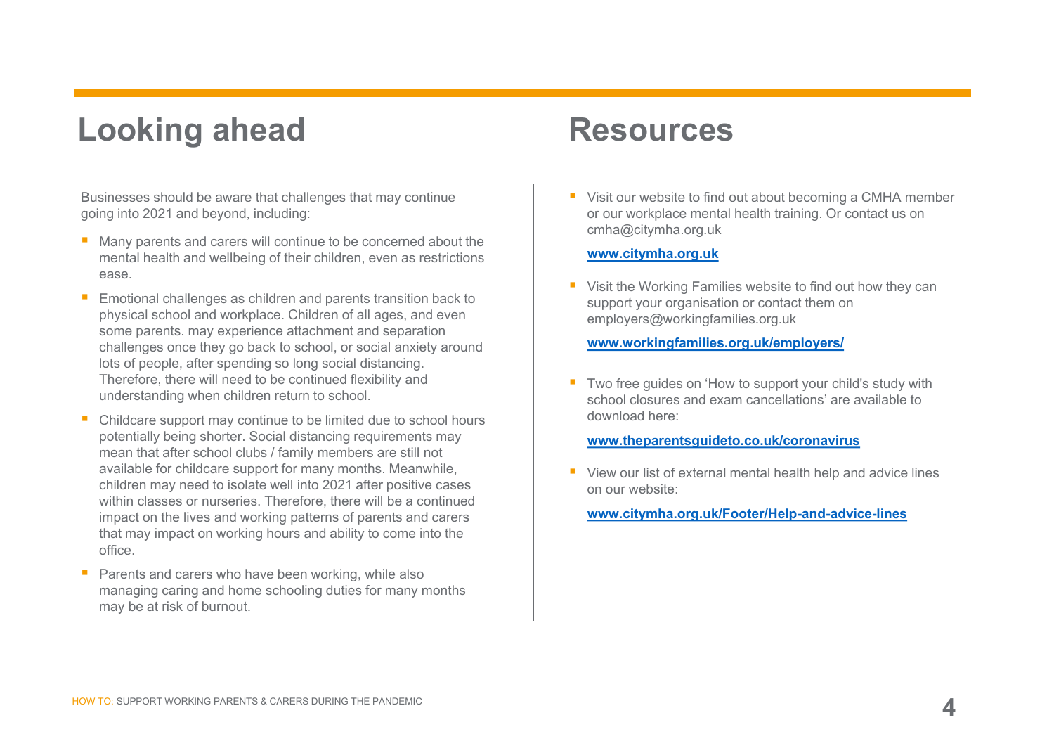## Looking ahead

Businesses should be aware that challenges that may continue going into 2021 and beyond, including:

- Many parents and carers will continue to be concerned about the mental health and wellbeing of their children, even as restrictions ease.
- Emotional challenges as children and parents transition back to physical school and workplace. Children of all ages, and even some parents. may experience attachment and separation challenges once they go back to school, or social anxiety around lots of people, after spending so long social distancing. Therefore, there will need to be continued flexibility and understanding when children return to school.
- Childcare support may continue to be limited due to school hours potentially being shorter. Social distancing requirements may mean that after school clubs / family members are still not available for childcare support for many months. Meanwhile, children may need to isolate well into 2021 after positive cases within classes or nurseries. Therefore, there will be a continued impact on the lives and working patterns of parents and carers that may impact on working hours and ability to come into the office.
- Parents and carers who have been working, while also managing caring and home schooling duties for many months may be at risk of burnout.

## Resources

- Visit our website to find out about becoming a CMHA member or our workplace mental health training. Or contact us on cmha@citymha.org.uk

  **www.citymha.org.uk**

- Visit the Working Families website to find out how they can support your organisation or contact them on employers@workingfamilies.org.uk

  **www.workingfamilies.org.uk/employers/**

- Two free guides on 'How to support your child's study with school closures and exam cancellations' are available to download here:

  **www.theparentsguideto.co.uk/coronavirus**

- View our list of external mental health help and advice lines on our website:

  **www.citymha.org.uk/Footer/Help-and-advice-lines**